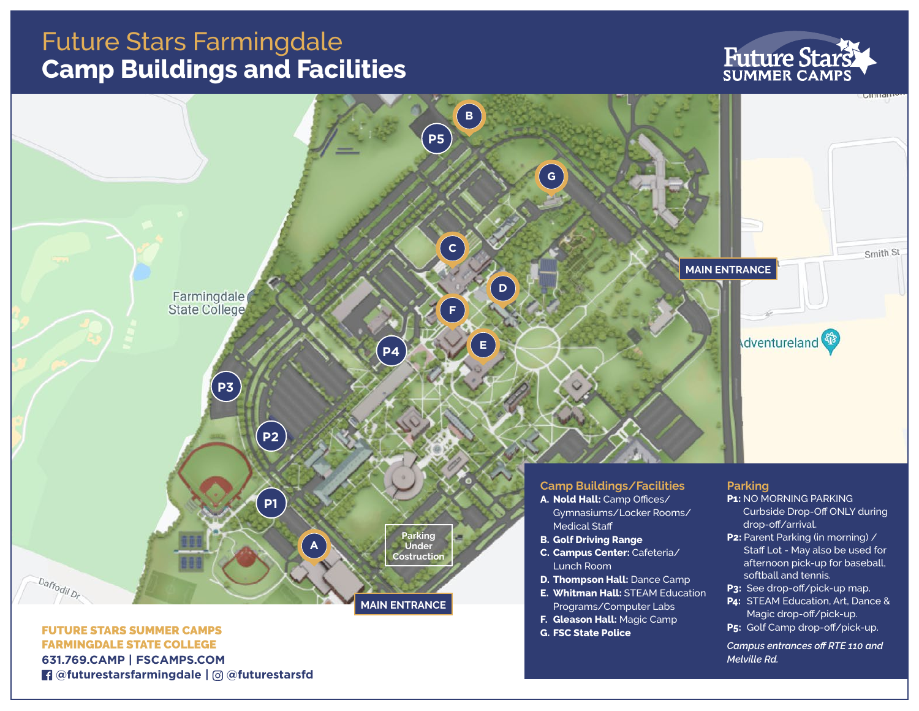# Future Stars Farmingdale
# Camp Buildings and Facilities

Future Stars SUMMER CAMPS

MAIN ENTRANCE

MAIN ENTRANCE

Parking Under Costruction

Farmingdale State College

Smith St

Adventureland

Daffodil Dr

### Camp Buildings/Facilities

- **A. Nold Hall:** Camp Offices/ Gymnasiums/Locker Rooms/ Medical Staff
- **B. Golf Driving Range**
- **C. Campus Center:** Cafeteria/ Lunch Room
- **D. Thompson Hall:** Dance Camp
- **E. Whitman Hall:** STEAM Education Programs/Computer Labs
- **F. Gleason Hall:** Magic Camp
- **G. FSC State Police**

### Parking

- **P1:** NO MORNING PARKING Curbside Drop-Off ONLY during drop-off/arrival.
- **P2:** Parent Parking (in morning) / Staff Lot - May also be used for afternoon pick-up for baseball, softball and tennis.
- **P3:** See drop-off/pick-up map.
- **P4:** STEAM Education, Art, Dance & Magic drop-off/pick-up.
- **P5:** Golf Camp drop-off/pick-up.

*Campus entrances off RTE 110 and Melville Rd.*

**FUTURE STARS SUMMER CAMPS**
**FARMINGDALE STATE COLLEGE**
**631.769.CAMP | FSCAMPS.COM**
**@futurestarsfarmingdale | @futurestarsfd**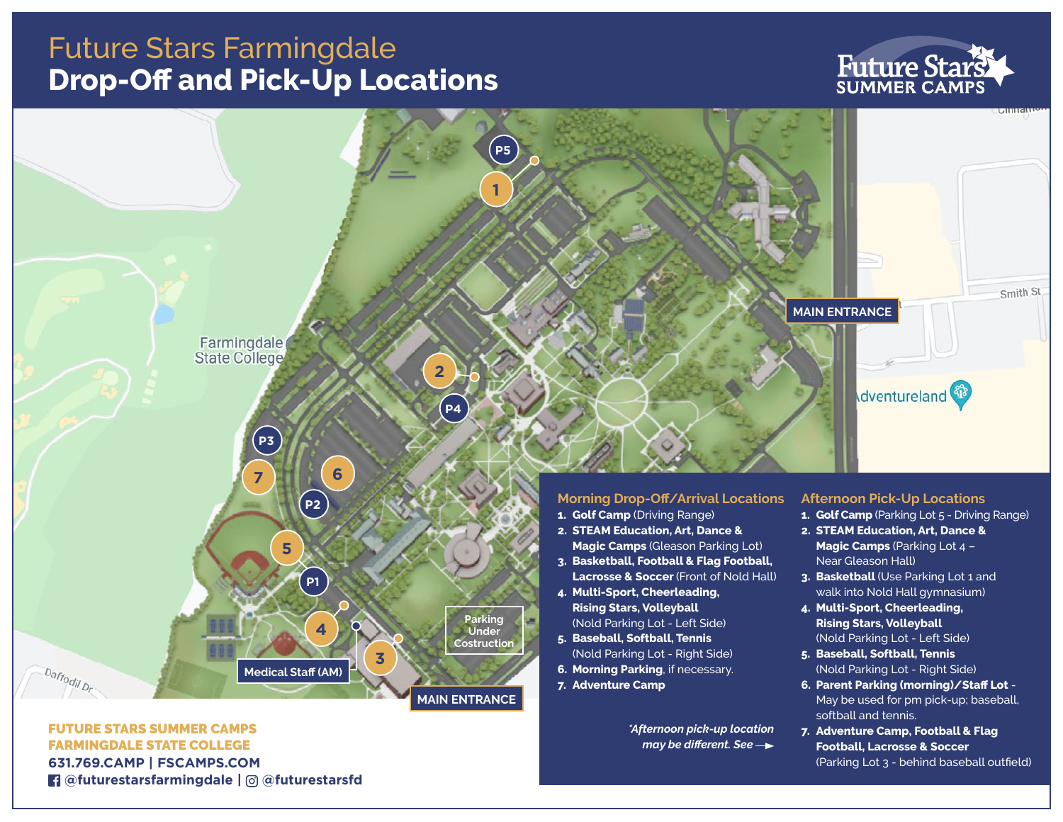# Future Stars Farmingdale

## Drop-Off and Pick-Up Locations

Future Stars SUMMER CAMPS

MAIN ENTRANCE

MAIN ENTRANCE

Medical Staff (AM)

Parking Under Costruction

### Morning Drop-Off/Arrival Locations

1. **Golf Camp** (Driving Range)
2. **STEAM Education, Art, Dance & Magic Camps** (Gleason Parking Lot)
3. **Basketball, Football & Flag Football, Lacrosse & Soccer** (Front of Nold Hall)
4. **Multi-Sport, Cheerleading, Rising Stars, Volleyball** (Nold Parking Lot - Left Side)
5. **Baseball, Softball, Tennis** (Nold Parking Lot - Right Side)
6. **Morning Parking**, if necessary.
7. **Adventure Camp**

*\*Afternoon pick-up location may be different. See →*

### Afternoon Pick-Up Locations

1. **Golf Camp** (Parking Lot 5 - Driving Range)
2. **STEAM Education, Art, Dance & Magic Camps** (Parking Lot 4 – Near Gleason Hall)
3. **Basketball** (Use Parking Lot 1 and walk into Nold Hall gymnasium)
4. **Multi-Sport, Cheerleading, Rising Stars, Volleyball** (Nold Parking Lot - Left Side)
5. **Baseball, Softball, Tennis** (Nold Parking Lot - Right Side)
6. **Parent Parking (morning)/Staff Lot** - May be used for pm pick-up; baseball, softball and tennis.
7. **Adventure Camp, Football & Flag Football, Lacrosse & Soccer** (Parking Lot 3 - behind baseball outfield)

**FUTURE STARS SUMMER CAMPS**
**FARMINGDALE STATE COLLEGE**
**631.769.CAMP | FSCAMPS.COM**
**@futurestarsfarmingdale | @futurestarsfd**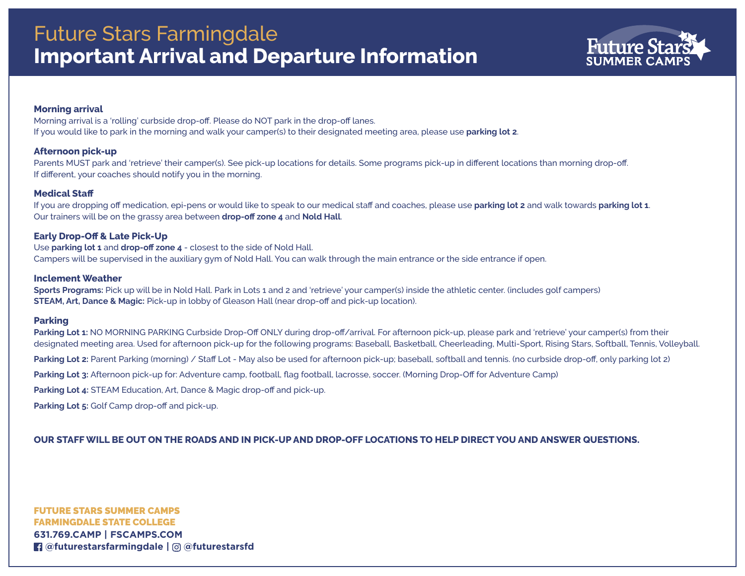# Future Stars Farmingdale
# Important Arrival and Departure Information

Future Stars SUMMER CAMPS

### Morning arrival

Morning arrival is a 'rolling' curbside drop-off. Please do NOT park in the drop-off lanes.
If you would like to park in the morning and walk your camper(s) to their designated meeting area, please use **parking lot 2**.

### Afternoon pick-up

Parents MUST park and 'retrieve' their camper(s). See pick-up locations for details. Some programs pick-up in different locations than morning drop-off.
If different, your coaches should notify you in the morning.

### Medical Staff

If you are dropping off medication, epi-pens or would like to speak to our medical staff and coaches, please use **parking lot 2** and walk towards **parking lot 1**.
Our trainers will be on the grassy area between **drop-off zone 4** and **Nold Hall**.

### Early Drop-Off & Late Pick-Up

Use **parking lot 1** and **drop-off zone 4** - closest to the side of Nold Hall.
Campers will be supervised in the auxiliary gym of Nold Hall. You can walk through the main entrance or the side entrance if open.

### Inclement Weather

**Sports Programs:** Pick up will be in Nold Hall. Park in Lots 1 and 2 and 'retrieve' your camper(s) inside the athletic center. (includes golf campers)
**STEAM, Art, Dance & Magic:** Pick-up in lobby of Gleason Hall (near drop-off and pick-up location).

### Parking

**Parking Lot 1:** NO MORNING PARKING Curbside Drop-Off ONLY during drop-off/arrival. For afternoon pick-up, please park and 'retrieve' your camper(s) from their designated meeting area. Used for afternoon pick-up for the following programs: Baseball, Basketball, Cheerleading, Multi-Sport, Rising Stars, Softball, Tennis, Volleyball.

**Parking Lot 2:** Parent Parking (morning) / Staff Lot - May also be used for afternoon pick-up; baseball, softball and tennis. (no curbside drop-off, only parking lot 2)

**Parking Lot 3:** Afternoon pick-up for: Adventure camp, football, flag football, lacrosse, soccer. (Morning Drop-Off for Adventure Camp)

**Parking Lot 4:** STEAM Education, Art, Dance & Magic drop-off and pick-up.

**Parking Lot 5:** Golf Camp drop-off and pick-up.

**OUR STAFF WILL BE OUT ON THE ROADS AND IN PICK-UP AND DROP-OFF LOCATIONS TO HELP DIRECT YOU AND ANSWER QUESTIONS.**

**FUTURE STARS SUMMER CAMPS**
**FARMINGDALE STATE COLLEGE**
**631.769.CAMP | FSCAMPS.COM**
**@futurestarsfarmingdale | @futurestarsfd**